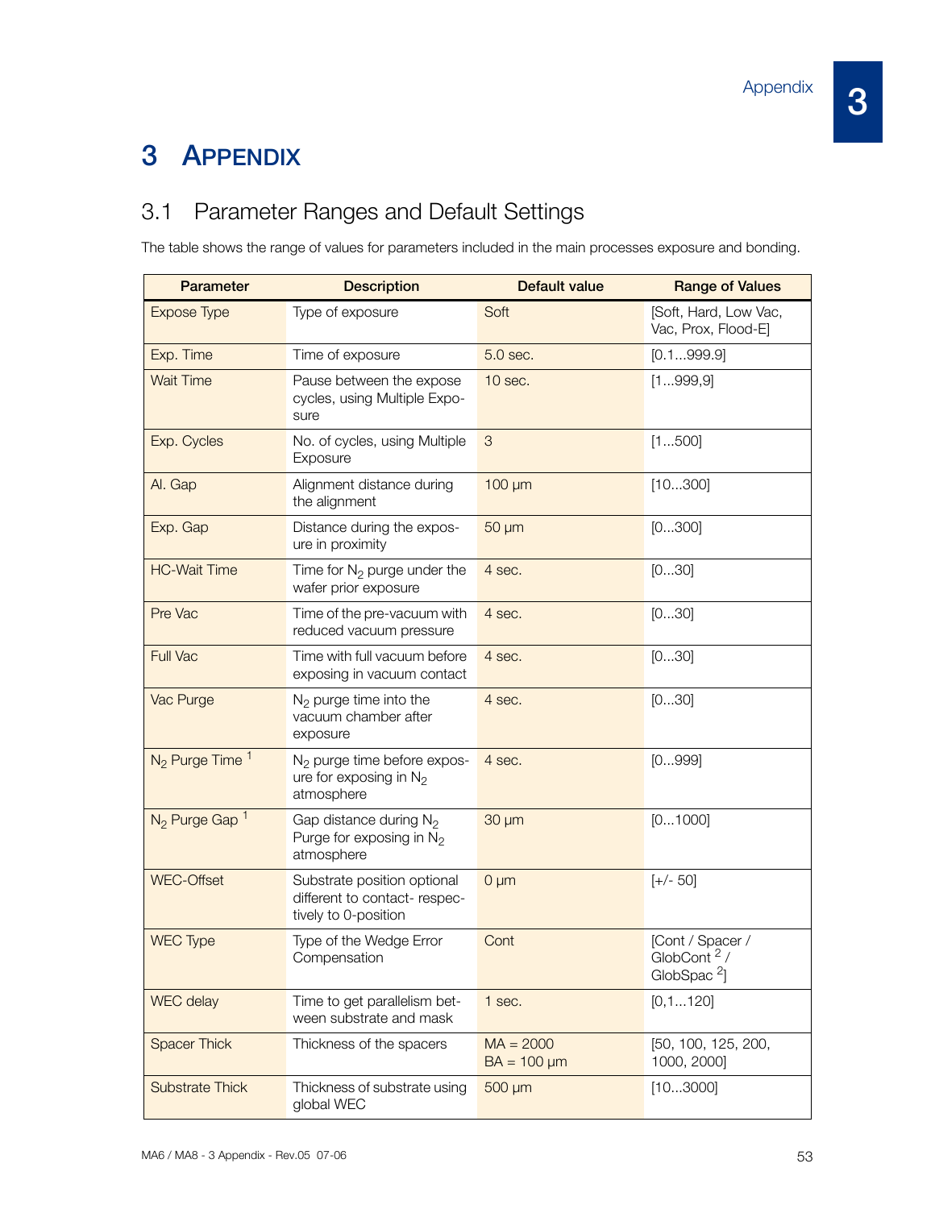# 3 APPENDIX

## 3.1 Parameter Ranges and Default Settings

The table shows the range of values for parameters included in the main processes exposure and bonding.

| Parameter | Description | Default value | Range of Values |
|---|---|---|---|
| Expose Type | Type of exposure | Soft | [Soft, Hard, Low Vac, Vac, Prox, Flood-E] |
| Exp. Time | Time of exposure | 5.0 sec. | [0.1...999.9] |
| Wait Time | Pause between the expose cycles, using Multiple Exposure | 10 sec. | [1...999,9] |
| Exp. Cycles | No. of cycles, using Multiple Exposure | 3 | [1...500] |
| Al. Gap | Alignment distance during the alignment | 100 µm | [10...300] |
| Exp. Gap | Distance during the exposure in proximity | 50 µm | [0...300] |
| HC-Wait Time | Time for $N_2$ purge under the wafer prior exposure | 4 sec. | [0...30] |
| Pre Vac | Time of the pre-vacuum with reduced vacuum pressure | 4 sec. | [0...30] |
| Full Vac | Time with full vacuum before exposing in vacuum contact | 4 sec. | [0...30] |
| Vac Purge | $N_2$ purge time into the vacuum chamber after exposure | 4 sec. | [0...30] |
| $N_2$ Purge Time [1] | $N_2$ purge time before exposure for exposing in $N_2$ atmosphere | 4 sec. | [0...999] |
| $N_2$ Purge Gap [1] | Gap distance during $N_2$ Purge for exposing in $N_2$ atmosphere | 30 µm | [0...1000] |
| WEC-Offset | Substrate position optional different to contact- respectively to 0-position | 0 µm | [+/- 50] |
| WEC Type | Type of the Wedge Error Compensation | Cont | [Cont / Spacer / GlobCont [2] / GlobSpac [2]] |
| WEC delay | Time to get parallelism between substrate and mask | 1 sec. | [0,1...120] |
| Spacer Thick | Thickness of the spacers | MA = 2000<br>BA = 100 µm | [50, 100, 125, 200, 1000, 2000] |
| Substrate Thick | Thickness of substrate using global WEC | 500 µm | [10...3000] |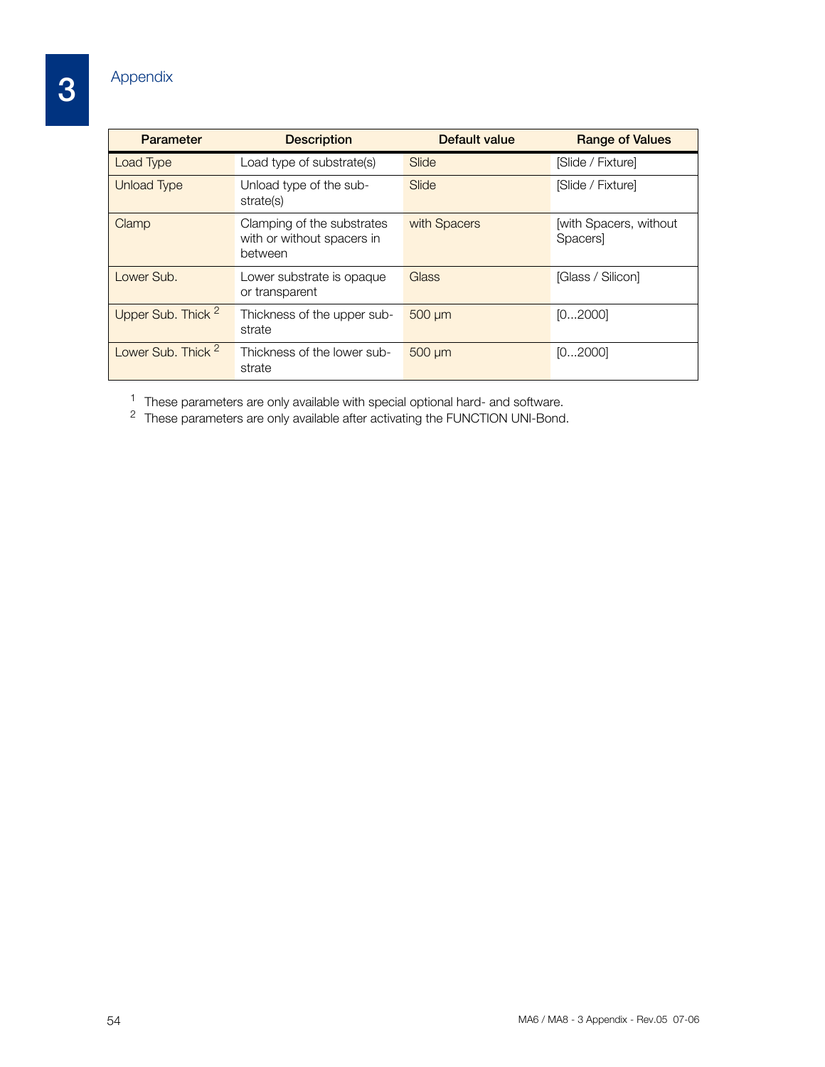| Parameter | Description | Default value | Range of Values |
|---|---|---|---|
| Load Type | Load type of substrate(s) | Slide | [Slide / Fixture] |
| Unload Type | Unload type of the substrate(s) | Slide | [Slide / Fixture] |
| Clamp | Clamping of the substrates with or without spacers in between | with Spacers | [with Spacers, without Spacers] |
| Lower Sub. | Lower substrate is opaque or transparent | Glass | [Glass / Silicon] |
| Upper Sub. Thick [2] | Thickness of the upper substrate | 500 µm | [0...2000] |
| Lower Sub. Thick [2] | Thickness of the lower substrate | 500 µm | [0...2000] |

[1] These parameters are only available with special optional hard- and software.
[2] These parameters are only available after activating the FUNCTION UNI-Bond.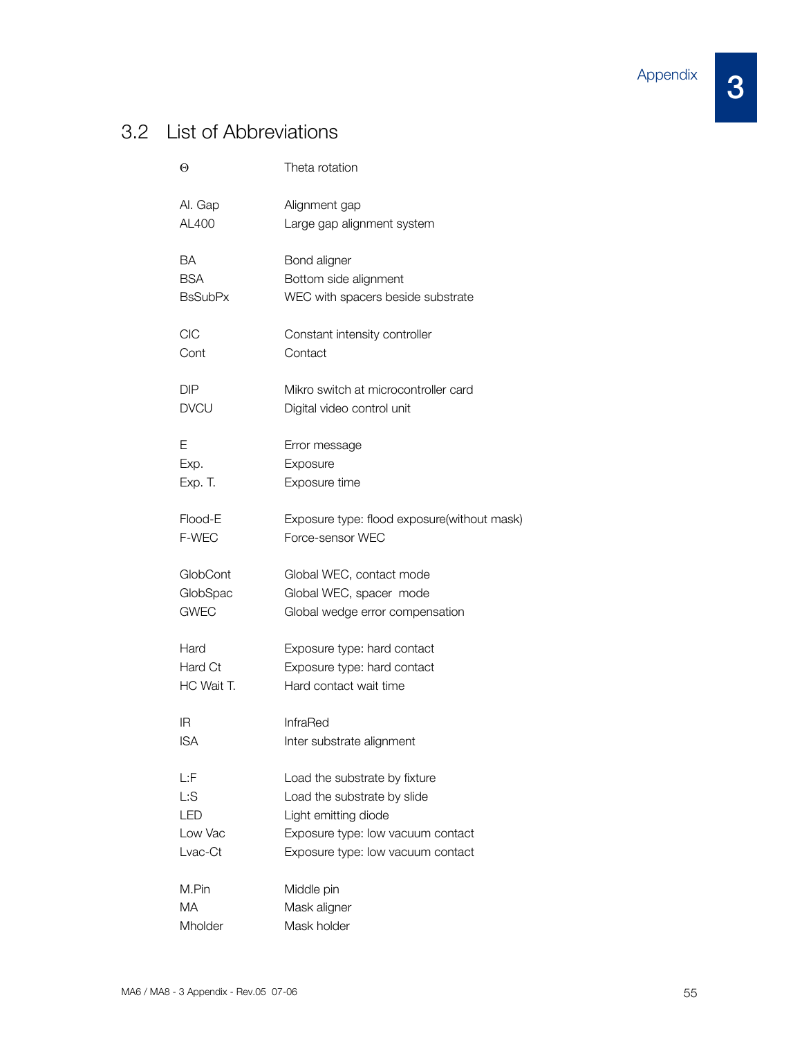## 3.2 List of Abbreviations

| | |
|---|---|
| Θ | Theta rotation |
| Al. Gap | Alignment gap |
| AL400 | Large gap alignment system |
| BA | Bond aligner |
| BSA | Bottom side alignment |
| BsSubPx | WEC with spacers beside substrate |
| CIC | Constant intensity controller |
| Cont | Contact |
| DIP | Mikro switch at microcontroller card |
| DVCU | Digital video control unit |
| E | Error message |
| Exp. | Exposure |
| Exp. T. | Exposure time |
| Flood-E | Exposure type: flood exposure(without mask) |
| F-WEC | Force-sensor WEC |
| GlobCont | Global WEC, contact mode |
| GlobSpac | Global WEC, spacer mode |
| GWEC | Global wedge error compensation |
| Hard | Exposure type: hard contact |
| Hard Ct | Exposure type: hard contact |
| HC Wait T. | Hard contact wait time |
| IR | InfraRed |
| ISA | Inter substrate alignment |
| L:F | Load the substrate by fixture |
| L:S | Load the substrate by slide |
| LED | Light emitting diode |
| Low Vac | Exposure type: low vacuum contact |
| Lvac-Ct | Exposure type: low vacuum contact |
| M.Pin | Middle pin |
| MA | Mask aligner |
| Mholder | Mask holder |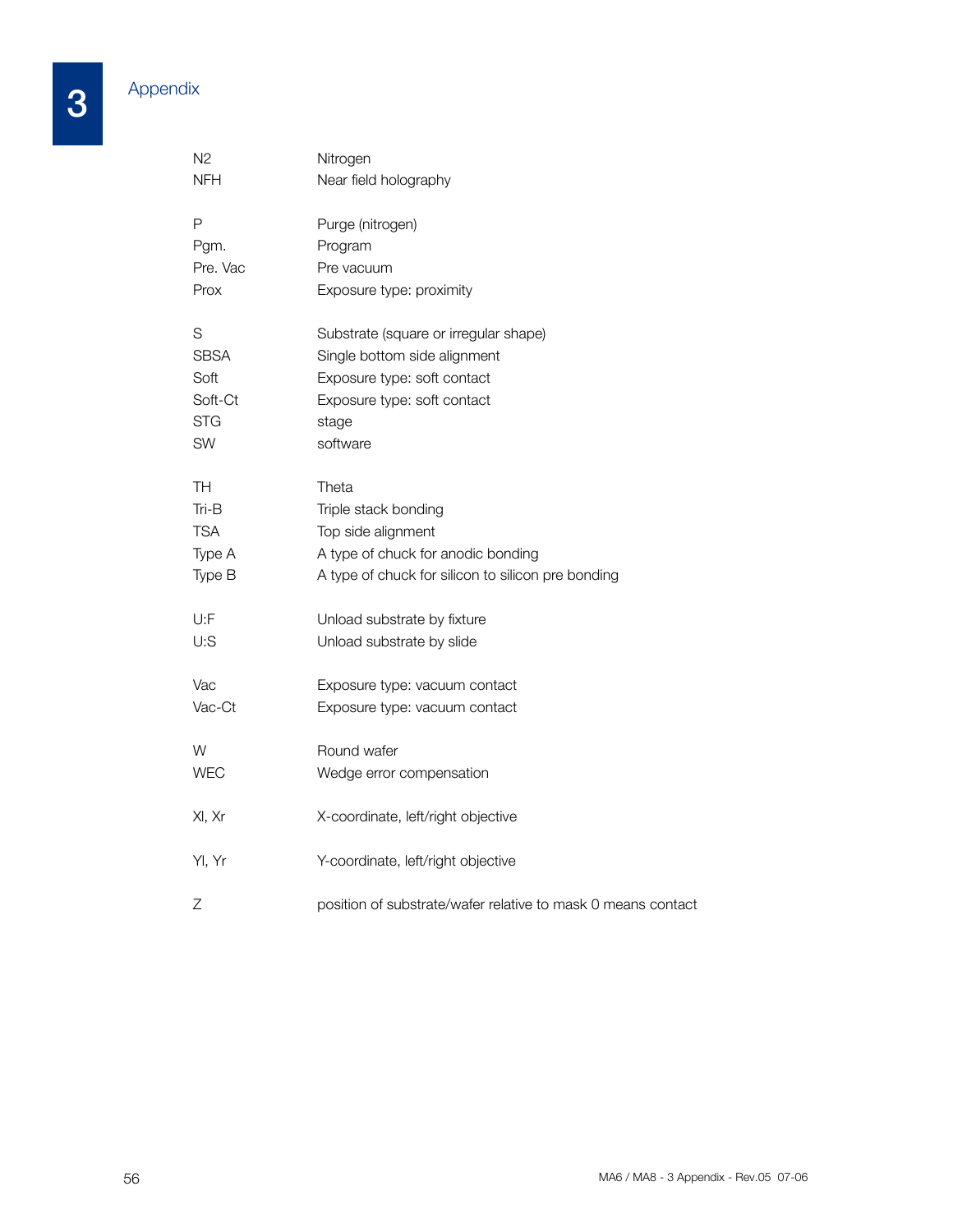| | |
|---|---|
| N2 | Nitrogen |
| NFH | Near field holography |
| | |
| P | Purge (nitrogen) |
| Pgm. | Program |
| Pre. Vac | Pre vacuum |
| Prox | Exposure type: proximity |
| | |
| S | Substrate (square or irregular shape) |
| SBSA | Single bottom side alignment |
| Soft | Exposure type: soft contact |
| Soft-Ct | Exposure type: soft contact |
| STG | stage |
| SW | software |
| | |
| TH | Theta |
| Tri-B | Triple stack bonding |
| TSA | Top side alignment |
| Type A | A type of chuck for anodic bonding |
| Type B | A type of chuck for silicon to silicon pre bonding |
| | |
| U:F | Unload substrate by fixture |
| U:S | Unload substrate by slide |
| | |
| Vac | Exposure type: vacuum contact |
| Vac-Ct | Exposure type: vacuum contact |
| | |
| W | Round wafer |
| WEC | Wedge error compensation |
| | |
| Xl, Xr | X-coordinate, left/right objective |
| | |
| Yl, Yr | Y-coordinate, left/right objective |
| | |
| Z | position of substrate/wafer relative to mask 0 means contact |